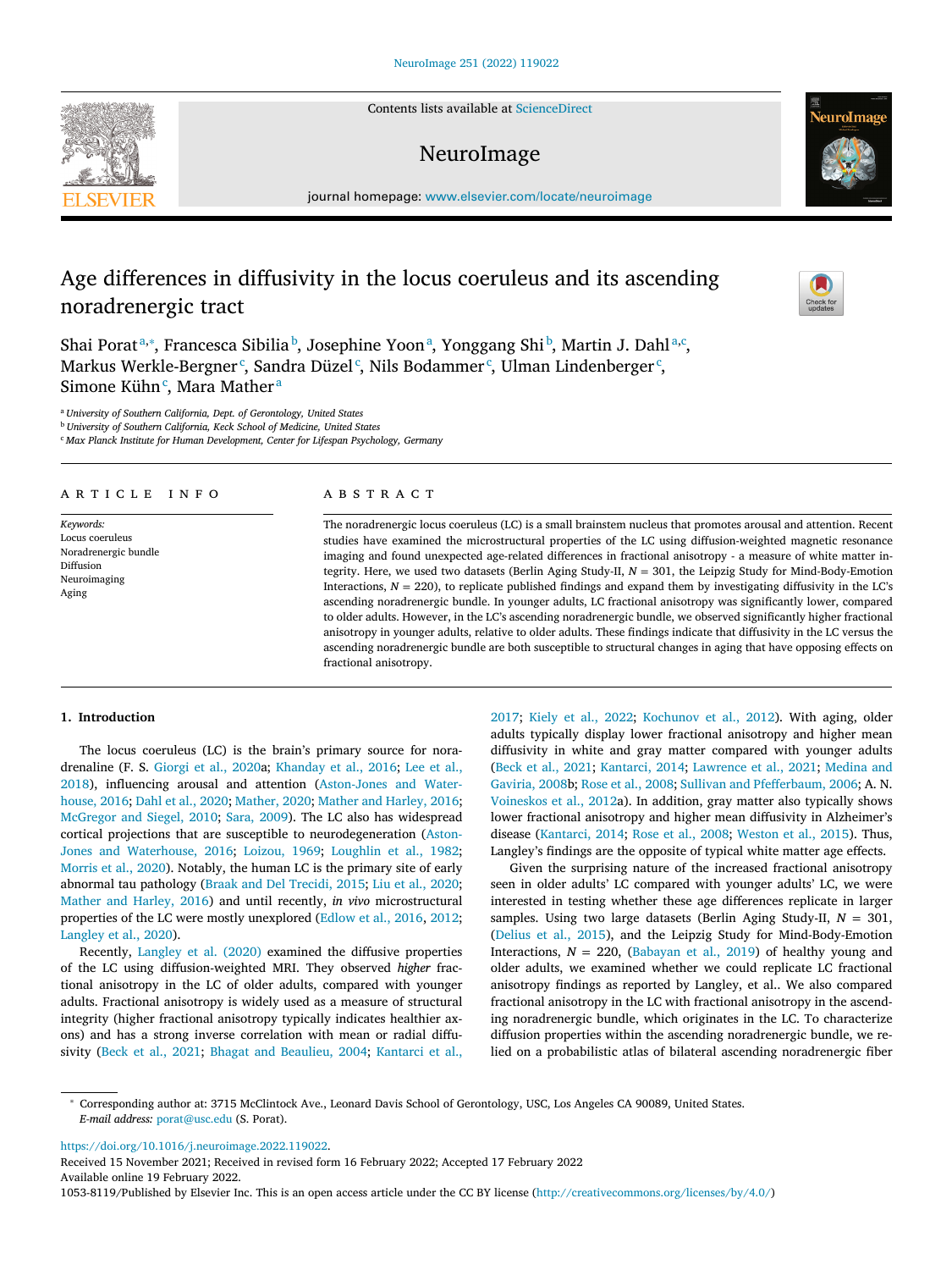# Age differences in diffusivity in the locus coeruleus and its ascending noradrenergic tract

Shai Porat[a,*], Francesca Sibilia[b], Josephine Yoon[a], Yonggang Shi[b], Martin J. Dahl[a,c], Markus Werkle-Bergner[c], Sandra Düzel[c], Nils Bodammer[c], Ulman Lindenberger[c], Simone Kühn[c], Mara Mather[a]

[a] University of Southern California, Dept. of Gerontology, United States
[b] University of Southern California, Keck School of Medicine, United States
[c] Max Planck Institute for Human Development, Center for Lifespan Psychology, Germany

## ARTICLE INFO

*Keywords:*
Locus coeruleus
Noradrenergic bundle
Diffusion
Neuroimaging
Aging

## ABSTRACT

The noradrenergic locus coeruleus (LC) is a small brainstem nucleus that promotes arousal and attention. Recent studies have examined the microstructural properties of the LC using diffusion-weighted magnetic resonance imaging and found unexpected age-related differences in fractional anisotropy - a measure of white matter integrity. Here, we used two datasets (Berlin Aging Study-II, $N$ = 301, the Leipzig Study for Mind-Body-Emotion Interactions, $N$ = 220), to replicate published findings and expand them by investigating diffusivity in the LC's ascending noradrenergic bundle. In younger adults, LC fractional anisotropy was significantly lower, compared to older adults. However, in the LC's ascending noradrenergic bundle, we observed significantly higher fractional anisotropy in younger adults, relative to older adults. These findings indicate that diffusivity in the LC versus the ascending noradrenergic bundle are both susceptible to structural changes in aging that have opposing effects on fractional anisotropy.

## 1. Introduction

The locus coeruleus (LC) is the brain's primary source for noradrenaline (F. S. Giorgi et al., 2020a; Khanday et al., 2016; Lee et al., 2018), influencing arousal and attention (Aston-Jones and Waterhouse, 2016; Dahl et al., 2020; Mather, 2020; Mather and Harley, 2016; McGregor and Siegel, 2010; Sara, 2009). The LC also has widespread cortical projections that are susceptible to neurodegeneration (Aston-Jones and Waterhouse, 2016; Loizou, 1969; Loughlin et al., 1982; Morris et al., 2020). Notably, the human LC is the primary site of early abnormal tau pathology (Braak and Del Trecidi, 2015; Liu et al., 2020; Mather and Harley, 2016) and until recently, *in vivo* microstructural properties of the LC were mostly unexplored (Edlow et al., 2016, 2012; Langley et al., 2020).

Recently, Langley et al. (2020) examined the diffusive properties of the LC using diffusion-weighted MRI. They observed *higher* fractional anisotropy in the LC of older adults, compared with younger adults. Fractional anisotropy is widely used as a measure of structural integrity (higher fractional anisotropy typically indicates healthier axons) and has a strong inverse correlation with mean or radial diffusivity (Beck et al., 2021; Bhagat and Beaulieu, 2004; Kantarci et al., 2017; Kiely et al., 2022; Kochunov et al., 2012). With aging, older adults typically display lower fractional anisotropy and higher mean diffusivity in white and gray matter compared with younger adults (Beck et al., 2021; Kantarci, 2014; Lawrence et al., 2021; Medina and Gaviria, 2008b; Rose et al., 2008; Sullivan and Pfefferbaum, 2006; A. N. Voineskos et al., 2012a). In addition, gray matter also typically shows lower fractional anisotropy and higher mean diffusivity in Alzheimer's disease (Kantarci, 2014; Rose et al., 2008; Weston et al., 2015). Thus, Langley's findings are the opposite of typical white matter age effects.

Given the surprising nature of the increased fractional anisotropy seen in older adults' LC compared with younger adults' LC, we were interested in testing whether these age differences replicate in larger samples. Using two large datasets (Berlin Aging Study-II, $N$ = 301, (Delius et al., 2015), and the Leipzig Study for Mind-Body-Emotion Interactions, $N$ = 220, (Babayan et al., 2019) of healthy young and older adults, we examined whether we could replicate LC fractional anisotropy findings as reported by Langley, et al.. We also compared fractional anisotropy in the LC with fractional anisotropy in the ascending noradrenergic bundle, which originates in the LC. To characterize diffusion properties within the ascending noradrenergic bundle, we relied on a probabilistic atlas of bilateral ascending noradrenergic fiber

* Corresponding author at: 3715 McClintock Ave., Leonard Davis School of Gerontology, USC, Los Angeles CA 90089, United States.
*E-mail address:* porat@usc.edu (S. Porat).

https://doi.org/10.1016/j.neuroimage.2022.119022.
Received 15 November 2021; Received in revised form 16 February 2022; Accepted 17 February 2022
Available online 19 February 2022.
1053-8119/Published by Elsevier Inc. This is an open access article under the CC BY license (http://creativecommons.org/licenses/by/4.0/)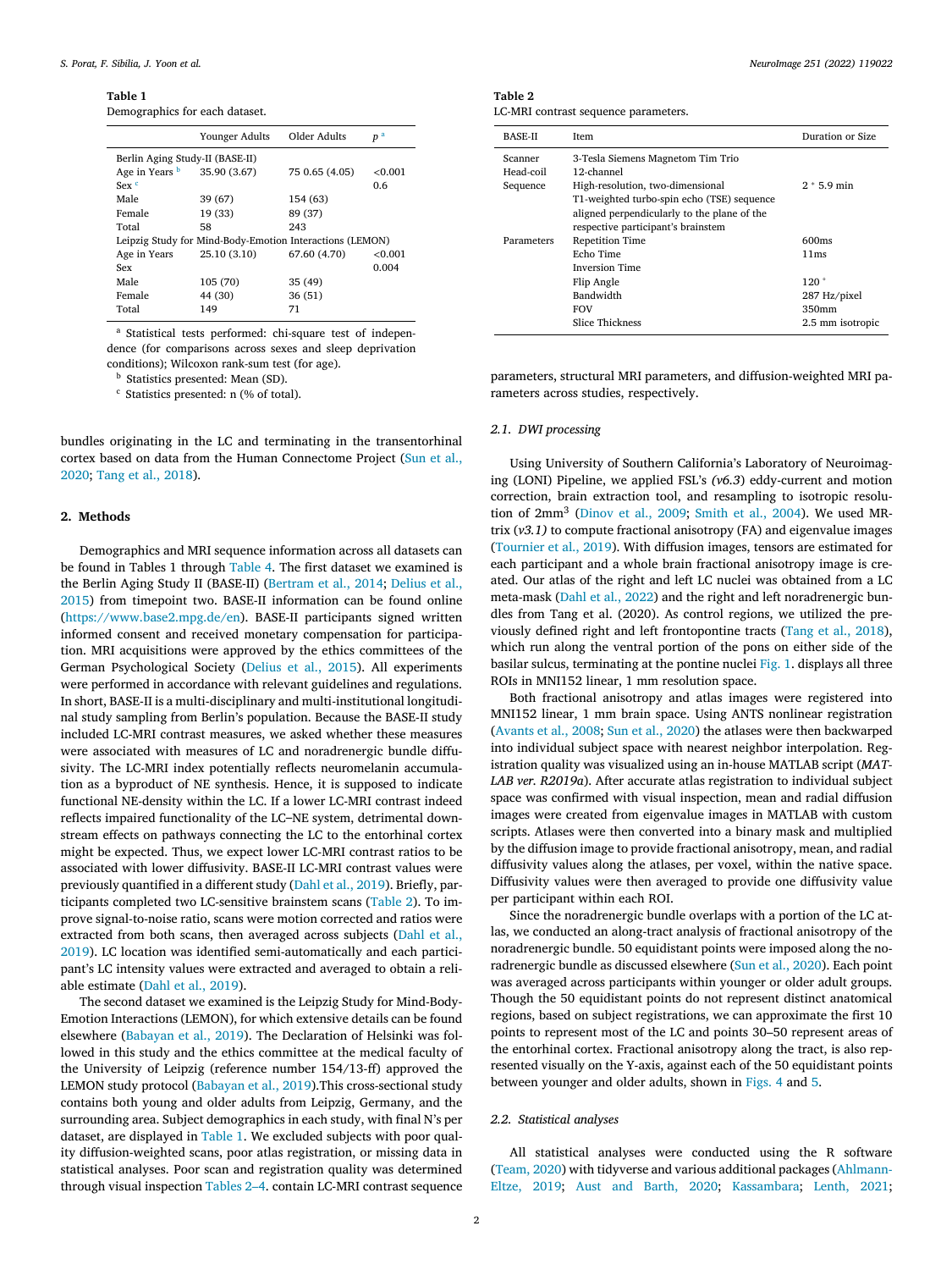**Table 1**
Demographics for each dataset.

| | Younger Adults | Older Adults | $p$ [a] |
|---|---|---|---|
| Berlin Aging Study-II (BASE-II) | | | |
| Age in Years [b] | 35.90 (3.67) | 75 0.65 (4.05) | <0.001 |
| Sex [c] | | | 0.6 |
| Male | 39 (67) | 154 (63) | |
| Female | 19 (33) | 89 (37) | |
| Total | 58 | 243 | |
| Leipzig Study for Mind-Body-Emotion Interactions (LEMON) | | | |
| Age in Years | 25.10 (3.10) | 67.60 (4.70) | <0.001 |
| Sex | | | 0.004 |
| Male | 105 (70) | 35 (49) | |
| Female | 44 (30) | 36 (51) | |
| Total | 149 | 71 | |

[a] Statistical tests performed: chi-square test of independence (for comparisons across sexes and sleep deprivation conditions); Wilcoxon rank-sum test (for age).
[b] Statistics presented: Mean (SD).
[c] Statistics presented: n (% of total).

bundles originating in the LC and terminating in the transentorhinal cortex based on data from the Human Connectome Project (Sun et al., 2020; Tang et al., 2018).

## 2. Methods

Demographics and MRI sequence information across all datasets can be found in Tables 1 through Table 4. The first dataset we examined is the Berlin Aging Study II (BASE-II) (Bertram et al., 2014; Delius et al., 2015) from timepoint two. BASE-II information can be found online (https://www.base2.mpg.de/en). BASE-II participants signed written informed consent and received monetary compensation for participation. MRI acquisitions were approved by the ethics committees of the German Psychological Society (Delius et al., 2015). All experiments were performed in accordance with relevant guidelines and regulations. In short, BASE-II is a multi-disciplinary and multi-institutional longitudinal study sampling from Berlin's population. Because the BASE-II study included LC-MRI contrast measures, we asked whether these measures were associated with measures of LC and noradrenergic bundle diffusivity. The LC-MRI index potentially reflects neuromelanin accumulation as a byproduct of NE synthesis. Hence, it is supposed to indicate functional NE-density within the LC. If a lower LC-MRI contrast indeed reflects impaired functionality of the LC–NE system, detrimental downstream effects on pathways connecting the LC to the entorhinal cortex might be expected. Thus, we expect lower LC-MRI contrast ratios to be associated with lower diffusivity. BASE-II LC-MRI contrast values were previously quantified in a different study (Dahl et al., 2019). Briefly, participants completed two LC-sensitive brainstem scans (Table 2). To improve signal-to-noise ratio, scans were motion corrected and ratios were extracted from both scans, then averaged across subjects (Dahl et al., 2019). LC location was identified semi-automatically and each participant's LC intensity values were extracted and averaged to obtain a reliable estimate (Dahl et al., 2019).

The second dataset we examined is the Leipzig Study for Mind-Body-Emotion Interactions (LEMON), for which extensive details can be found elsewhere (Babayan et al., 2019). The Declaration of Helsinki was followed in this study and the ethics committee at the medical faculty of the University of Leipzig (reference number 154/13-ff) approved the LEMON study protocol (Babayan et al., 2019).This cross-sectional study contains both young and older adults from Leipzig, Germany, and the surrounding area. Subject demographics in each study, with final N's per dataset, are displayed in Table 1. We excluded subjects with poor quality diffusion-weighted scans, poor atlas registration, or missing data in statistical analyses. Poor scan and registration quality was determined through visual inspection Tables 2–4. contain LC-MRI contrast sequence parameters, structural MRI parameters, and diffusion-weighted MRI parameters across studies, respectively.

**Table 2**
LC-MRI contrast sequence parameters.

| BASE-II | Item | Duration or Size |
|---|---|---|
| Scanner | 3-Tesla Siemens Magnetom Tim Trio | |
| Head-coil | 12-channel | |
| Sequence | High-resolution, two-dimensional T1-weighted turbo-spin echo (TSE) sequence aligned perpendicularly to the plane of the respective participant's brainstem | 2 * 5.9 min |
| Parameters | Repetition Time | 600ms |
| | Echo Time | 11ms |
| | Inversion Time | |
| | Flip Angle | 120 ° |
| | Bandwidth | 287 Hz/pixel |
| | FOV | 350mm |
| | Slice Thickness | 2.5 mm isotropic |

### 2.1. DWI processing

Using University of Southern California's Laboratory of Neuroimaging (LONI) Pipeline, we applied FSL's *(v6.3)* eddy-current and motion correction, brain extraction tool, and resampling to isotropic resolution of 2mm$^3$ (Dinov et al., 2009; Smith et al., 2004). We used MRtrix (*v3.1)* to compute fractional anisotropy (FA) and eigenvalue images (Tournier et al., 2019). With diffusion images, tensors are estimated for each participant and a whole brain fractional anisotropy image is created. Our atlas of the right and left LC nuclei was obtained from a LC meta-mask (Dahl et al., 2022) and the right and left noradrenergic bundles from Tang et al. (2020). As control regions, we utilized the previously defined right and left frontopontine tracts (Tang et al., 2018), which run along the ventral portion of the pons on either side of the basilar sulcus, terminating at the pontine nuclei Fig. 1. displays all three ROIs in MNI152 linear, 1 mm resolution space.

Both fractional anisotropy and atlas images were registered into MNI152 linear, 1 mm brain space. Using ANTS nonlinear registration (Avants et al., 2008; Sun et al., 2020) the atlases were then backwarped into individual subject space with nearest neighbor interpolation. Registration quality was visualized using an in-house MATLAB script (*MATLAB ver. R2019a*). After accurate atlas registration to individual subject space was confirmed with visual inspection, mean and radial diffusion images were created from eigenvalue images in MATLAB with custom scripts. Atlases were then converted into a binary mask and multiplied by the diffusion image to provide fractional anisotropy, mean, and radial diffusivity values along the atlases, per voxel, within the native space. Diffusivity values were then averaged to provide one diffusivity value per participant within each ROI.

Since the noradrenergic bundle overlaps with a portion of the LC atlas, we conducted an along-tract analysis of fractional anisotropy of the noradrenergic bundle. 50 equidistant points were imposed along the noradrenergic bundle as discussed elsewhere (Sun et al., 2020). Each point was averaged across participants within younger or older adult groups. Though the 50 equidistant points do not represent distinct anatomical regions, based on subject registrations, we can approximate the first 10 points to represent most of the LC and points 30–50 represent areas of the entorhinal cortex. Fractional anisotropy along the tract, is also represented visually on the Y-axis, against each of the 50 equidistant points between younger and older adults, shown in Figs. 4 and 5.

### 2.2. Statistical analyses

All statistical analyses were conducted using the R software (Team, 2020) with tidyverse and various additional packages (Ahlmann-Eltze, 2019; Aust and Barth, 2020; Kassambara; Lenth, 2021;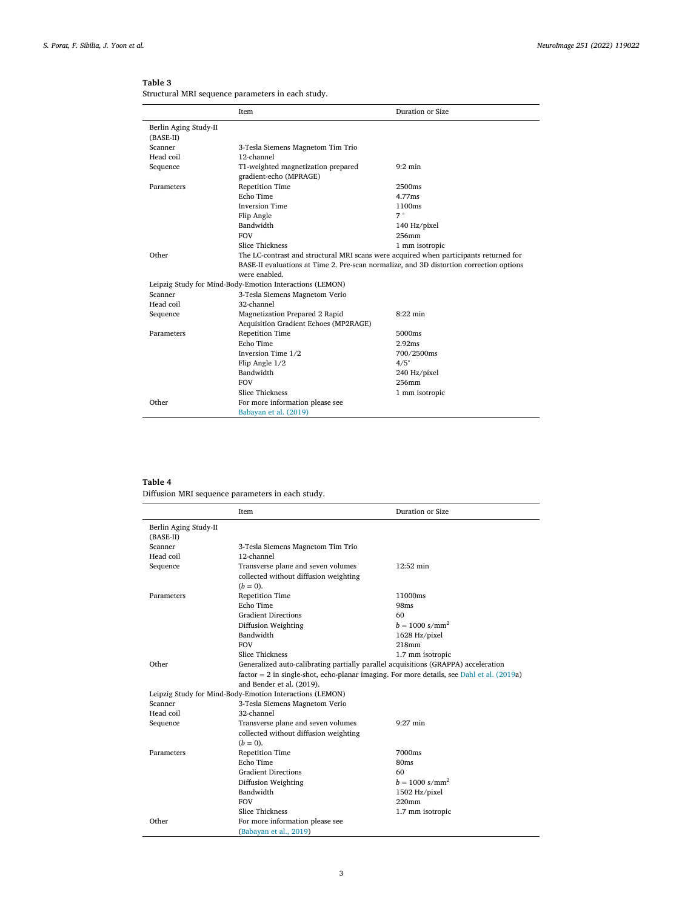**Table 3**
Structural MRI sequence parameters in each study.

| | Item | Duration or Size |
|---|---|---|
| Berlin Aging Study-II (BASE-II) | | |
| Scanner | 3-Tesla Siemens Magnetom Tim Trio | |
| Head coil | 12-channel | |
| Sequence | T1-weighted magnetization prepared gradient-echo (MPRAGE) | 9:2 min |
| Parameters | Repetition Time | 2500ms |
| | Echo Time | 4.77ms |
| | Inversion Time | 1100ms |
| | Flip Angle | 7 ° |
| | Bandwidth | 140 Hz/pixel |
| | FOV | 256mm |
| | Slice Thickness | 1 mm isotropic |
| Other | The LC-contrast and structural MRI scans were acquired when participants returned for BASE-II evaluations at Time 2. Pre-scan normalize, and 3D distortion correction options were enabled. | |
| Leipzig Study for Mind-Body-Emotion Interactions (LEMON) | | |
| Scanner | 3-Tesla Siemens Magnetom Verio | |
| Head coil | 32-channel | |
| Sequence | Magnetization Prepared 2 Rapid Acquisition Gradient Echoes (MP2RAGE) | 8:22 min |
| Parameters | Repetition Time | 5000ms |
| | Echo Time | 2.92ms |
| | Inversion Time 1/2 | 700/2500ms |
| | Flip Angle 1/2 | 4/5° |
| | Bandwidth | 240 Hz/pixel |
| | FOV | 256mm |
| | Slice Thickness | 1 mm isotropic |
| Other | For more information please see Babayan et al. (2019) | |

**Table 4**
Diffusion MRI sequence parameters in each study.

| | Item | Duration or Size |
|---|---|---|
| Berlin Aging Study-II (BASE-II) | | |
| Scanner | 3-Tesla Siemens Magnetom Tim Trio | |
| Head coil | 12-channel | |
| Sequence | Transverse plane and seven volumes collected without diffusion weighting ($b = 0$). | 12:52 min |
| Parameters | Repetition Time | 11000ms |
| | Echo Time | 98ms |
| | Gradient Directions | 60 |
| | Diffusion Weighting | $b = 1000$ s/mm$^2$ |
| | Bandwidth | 1628 Hz/pixel |
| | FOV | 218mm |
| | Slice Thickness | 1.7 mm isotropic |
| Other | Generalized auto-calibrating partially parallel acquisitions (GRAPPA) acceleration factor = 2 in single-shot, echo-planar imaging. For more details, see Dahl et al. (2019a) and Bender et al. (2019). | |
| Leipzig Study for Mind-Body-Emotion Interactions (LEMON) | | |
| Scanner | 3-Tesla Siemens Magnetom Verio | |
| Head coil | 32-channel | |
| Sequence | Transverse plane and seven volumes collected without diffusion weighting ($b = 0$). | 9:27 min |
| Parameters | Repetition Time | 7000ms |
| | Echo Time | 80ms |
| | Gradient Directions | 60 |
| | Diffusion Weighting | $b = 1000$ s/mm$^2$ |
| | Bandwidth | 1502 Hz/pixel |
| | FOV | 220mm |
| | Slice Thickness | 1.7 mm isotropic |
| Other | For more information please see (Babayan et al., 2019) | |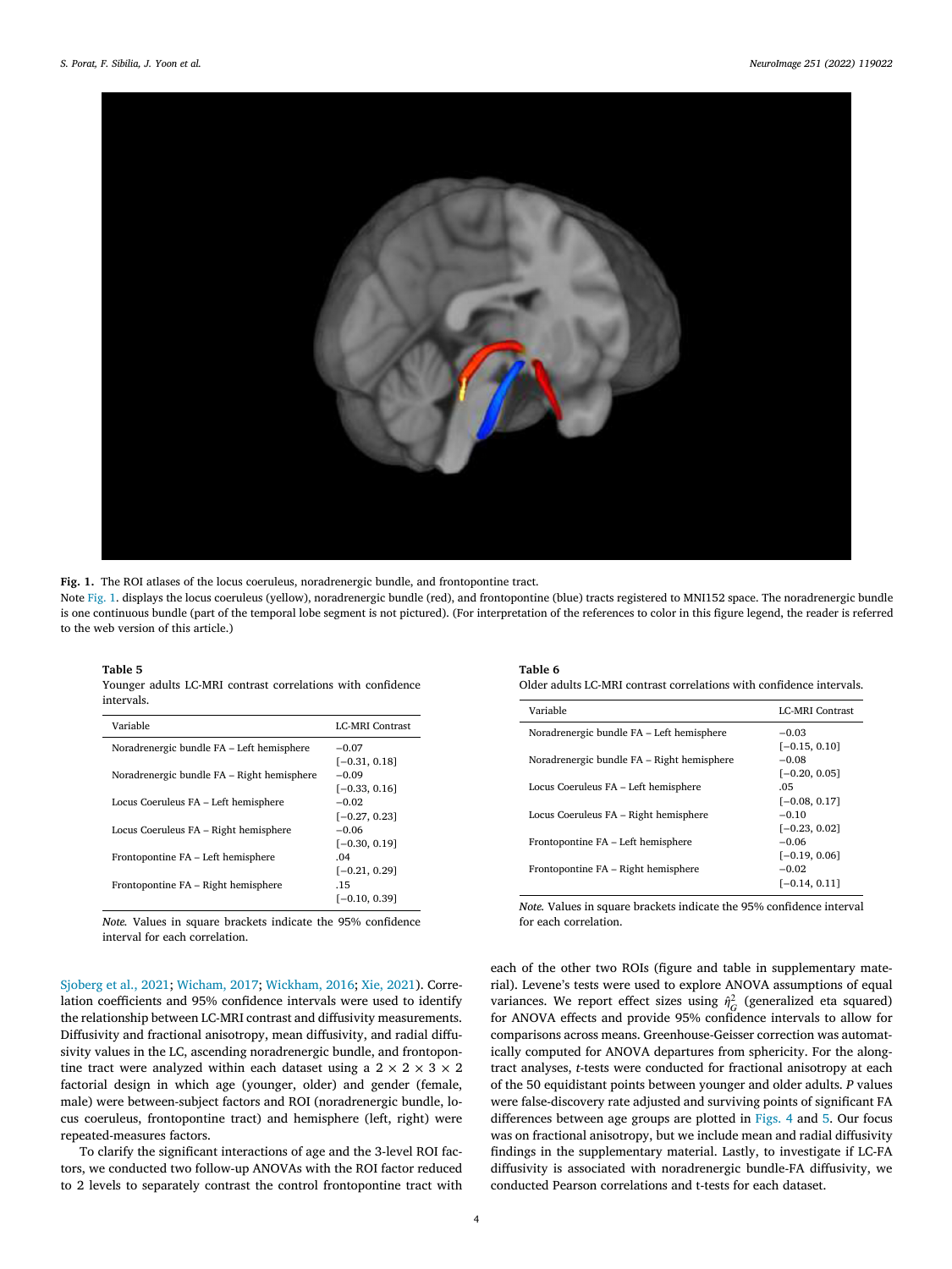**Fig. 1.** The ROI atlases of the locus coeruleus, noradrenergic bundle, and frontopontine tract.

Note Fig. 1. displays the locus coeruleus (yellow), noradrenergic bundle (red), and frontopontine (blue) tracts registered to MNI152 space. The noradrenergic bundle is one continuous bundle (part of the temporal lobe segment is not pictured). (For interpretation of the references to color in this figure legend, the reader is referred to the web version of this article.)

**Table 5**
Younger adults LC-MRI contrast correlations with confidence intervals.

| Variable | LC-MRI Contrast |
|---|---|
| Noradrenergic bundle FA – Left hemisphere | −0.07 [−0.31, 0.18] |
| Noradrenergic bundle FA – Right hemisphere | −0.09 [−0.33, 0.16] |
| Locus Coeruleus FA – Left hemisphere | −0.02 [−0.27, 0.23] |
| Locus Coeruleus FA – Right hemisphere | −0.06 [−0.30, 0.19] |
| Frontopontine FA – Left hemisphere | .04 [−0.21, 0.29] |
| Frontopontine FA – Right hemisphere | .15 [−0.10, 0.39] |

*Note.* Values in square brackets indicate the 95% confidence interval for each correlation.

**Table 6**
Older adults LC-MRI contrast correlations with confidence intervals.

| Variable | LC-MRI Contrast |
|---|---|
| Noradrenergic bundle FA – Left hemisphere | −0.03 [−0.15, 0.10] |
| Noradrenergic bundle FA – Right hemisphere | −0.08 [−0.20, 0.05] |
| Locus Coeruleus FA – Left hemisphere | .05 [−0.08, 0.17] |
| Locus Coeruleus FA – Right hemisphere | −0.10 [−0.23, 0.02] |
| Frontopontine FA – Left hemisphere | −0.06 [−0.19, 0.06] |
| Frontopontine FA – Right hemisphere | −0.02 [−0.14, 0.11] |

*Note.* Values in square brackets indicate the 95% confidence interval for each correlation.

Sjoberg et al., 2021; Wicham, 2017; Wickham, 2016; Xie, 2021). Correlation coefficients and 95% confidence intervals were used to identify the relationship between LC-MRI contrast and diffusivity measurements. Diffusivity and fractional anisotropy, mean diffusivity, and radial diffusivity values in the LC, ascending noradrenergic bundle, and frontopontine tract were analyzed within each dataset using a 2 × 2 × 3 × 2 factorial design in which age (younger, older) and gender (female, male) were between-subject factors and ROI (noradrenergic bundle, locus coeruleus, frontopontine tract) and hemisphere (left, right) were repeated-measures factors.

To clarify the significant interactions of age and the 3-level ROI factors, we conducted two follow-up ANOVAs with the ROI factor reduced to 2 levels to separately contrast the control frontopontine tract with each of the other two ROIs (figure and table in supplementary material). Levene's tests were used to explore ANOVA assumptions of equal variances. We report effect sizes using $\hat{\eta}^2_G$ (generalized eta squared) for ANOVA effects and provide 95% confidence intervals to allow for comparisons across means. Greenhouse-Geisser correction was automatically computed for ANOVA departures from sphericity. For the along-tract analyses, *t*-tests were conducted for fractional anisotropy at each of the 50 equidistant points between younger and older adults. *P* values were false-discovery rate adjusted and surviving points of significant FA differences between age groups are plotted in Figs. 4 and 5. Our focus was on fractional anisotropy, but we include mean and radial diffusivity findings in the supplementary material. Lastly, to investigate if LC-FA diffusivity is associated with noradrenergic bundle-FA diffusivity, we conducted Pearson correlations and t-tests for each dataset.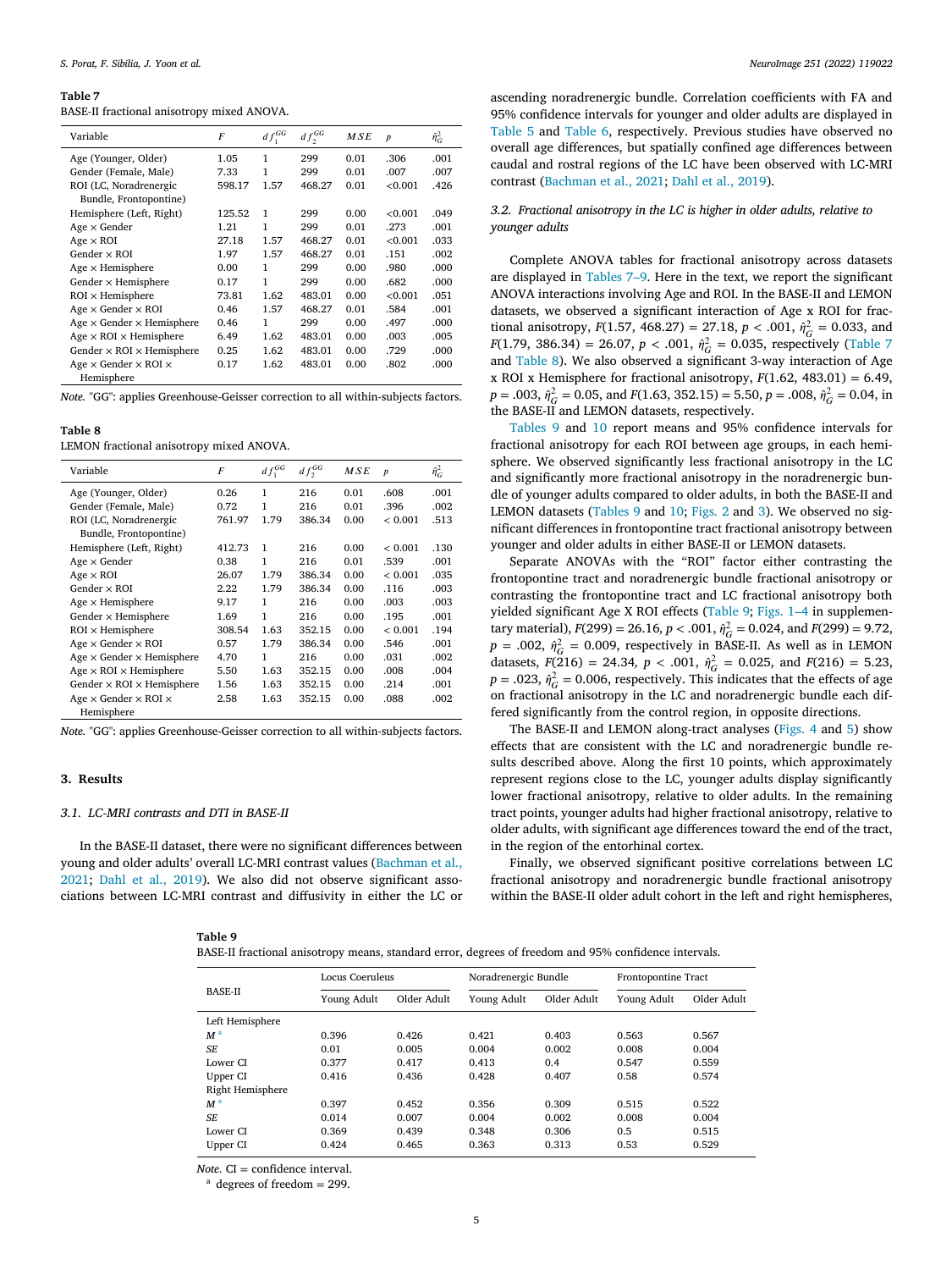**Table 7**
BASE-II fractional anisotropy mixed ANOVA.

| Variable | $F$ | $df_1^{GG}$ | $df_2^{GG}$ | $MSE$ | $p$ | $\hat{\eta}_G^2$ |
|---|---|---|---|---|---|---|
| Age (Younger, Older) | 1.05 | 1 | 299 | 0.01 | .306 | .001 |
| Gender (Female, Male) | 7.33 | 1 | 299 | 0.01 | .007 | .007 |
| ROI (LC, Noradrenergic Bundle, Frontopontine) | 598.17 | 1.57 | 468.27 | 0.01 | <0.001 | .426 |
| Hemisphere (Left, Right) | 125.52 | 1 | 299 | 0.00 | <0.001 | .049 |
| Age × Gender | 1.21 | 1 | 299 | 0.01 | .273 | .001 |
| Age × ROI | 27.18 | 1.57 | 468.27 | 0.01 | <0.001 | .033 |
| Gender × ROI | 1.97 | 1.57 | 468.27 | 0.01 | .151 | .002 |
| Age × Hemisphere | 0.00 | 1 | 299 | 0.00 | .980 | .000 |
| Gender × Hemisphere | 0.17 | 1 | 299 | 0.00 | .682 | .000 |
| ROI × Hemisphere | 73.81 | 1.62 | 483.01 | 0.00 | <0.001 | .051 |
| Age × Gender × ROI | 0.46 | 1.57 | 468.27 | 0.01 | .584 | .001 |
| Age × Gender × Hemisphere | 0.46 | 1 | 299 | 0.00 | .497 | .000 |
| Age × ROI × Hemisphere | 6.49 | 1.62 | 483.01 | 0.00 | .003 | .005 |
| Gender × ROI × Hemisphere | 0.25 | 1.62 | 483.01 | 0.00 | .729 | .000 |
| Age × Gender × ROI × Hemisphere | 0.17 | 1.62 | 483.01 | 0.00 | .802 | .000 |

*Note.* "GG": applies Greenhouse-Geisser correction to all within-subjects factors.

**Table 8**
LEMON fractional anisotropy mixed ANOVA.

| Variable | $F$ | $df_1^{GG}$ | $df_2^{GG}$ | $MSE$ | $p$ | $\hat{\eta}_G^2$ |
|---|---|---|---|---|---|---|
| Age (Younger, Older) | 0.26 | 1 | 216 | 0.01 | .608 | .001 |
| Gender (Female, Male) | 0.72 | 1 | 216 | 0.01 | .396 | .002 |
| ROI (LC, Noradrenergic Bundle, Frontopontine) | 761.97 | 1.79 | 386.34 | 0.00 | < 0.001 | .513 |
| Hemisphere (Left, Right) | 412.73 | 1 | 216 | 0.00 | < 0.001 | .130 |
| Age × Gender | 0.38 | 1 | 216 | 0.01 | .539 | .001 |
| Age × ROI | 26.07 | 1.79 | 386.34 | 0.00 | < 0.001 | .035 |
| Gender × ROI | 2.22 | 1.79 | 386.34 | 0.00 | .116 | .003 |
| Age × Hemisphere | 9.17 | 1 | 216 | 0.00 | .003 | .003 |
| Gender × Hemisphere | 1.69 | 1 | 216 | 0.00 | .195 | .001 |
| ROI × Hemisphere | 308.54 | 1.63 | 352.15 | 0.00 | < 0.001 | .194 |
| Age × Gender × ROI | 0.57 | 1.79 | 386.34 | 0.00 | .546 | .001 |
| Age × Gender × Hemisphere | 4.70 | 1 | 216 | 0.00 | .031 | .002 |
| Age × ROI × Hemisphere | 5.50 | 1.63 | 352.15 | 0.00 | .008 | .004 |
| Gender × ROI × Hemisphere | 1.56 | 1.63 | 352.15 | 0.00 | .214 | .001 |
| Age × Gender × ROI × Hemisphere | 2.58 | 1.63 | 352.15 | 0.00 | .088 | .002 |

*Note.* "GG": applies Greenhouse-Geisser correction to all within-subjects factors.

## 3. Results

### 3.1. LC-MRI contrasts and DTI in BASE-II

In the BASE-II dataset, there were no significant differences between young and older adults' overall LC-MRI contrast values (Bachman et al., 2021; Dahl et al., 2019). We also did not observe significant associations between LC-MRI contrast and diffusivity in either the LC or ascending noradrenergic bundle. Correlation coefficients with FA and 95% confidence intervals for younger and older adults are displayed in Table 5 and Table 6, respectively. Previous studies have observed no overall age differences, but spatially confined age differences between caudal and rostral regions of the LC have been observed with LC-MRI contrast (Bachman et al., 2021; Dahl et al., 2019).

### 3.2. Fractional anisotropy in the LC is higher in older adults, relative to younger adults

Complete ANOVA tables for fractional anisotropy across datasets are displayed in Tables 7–9. Here in the text, we report the significant ANOVA interactions involving Age and ROI. In the BASE-II and LEMON datasets, we observed a significant interaction of Age x ROI for fractional anisotropy, $F(1.57, 468.27) = 27.18$, $p < .001$, $\hat{\eta}_G^2 = 0.033$, and $F(1.79, 386.34) = 26.07$, $p < .001$, $\hat{\eta}_G^2 = 0.035$, respectively (Table 7 and Table 8). We also observed a significant 3-way interaction of Age x ROI x Hemisphere for fractional anisotropy, $F(1.62, 483.01) = 6.49$, $p = .003$, $\hat{\eta}_G^2 = 0.05$, and $F(1.63, 352.15) = 5.50$, $p = .008$, $\hat{\eta}_G^2 = 0.04$, in the BASE-II and LEMON datasets, respectively.

Tables 9 and 10 report means and 95% confidence intervals for fractional anisotropy for each ROI between age groups, in each hemisphere. We observed significantly less fractional anisotropy in the LC and significantly more fractional anisotropy in the noradrenergic bundle of younger adults compared to older adults, in both the BASE-II and LEMON datasets (Tables 9 and 10; Figs. 2 and 3). We observed no significant differences in frontopontine tract fractional anisotropy between younger and older adults in either BASE-II or LEMON datasets.

Separate ANOVAs with the "ROI" factor either contrasting the frontopontine tract and noradrenergic bundle fractional anisotropy or contrasting the frontopontine tract and LC fractional anisotropy both yielded significant Age X ROI effects (Table 9; Figs. 1–4 in supplementary material), $F(299) = 26.16$, $p < .001$, $\hat{\eta}_G^2 = 0.024$, and $F(299) = 9.72$, $p = .002$, $\hat{\eta}_G^2 = 0.009$, respectively in BASE-II. As well as in LEMON datasets, $F(216) = 24.34$, $p < .001$, $\hat{\eta}_G^2 = 0.025$, and $F(216) = 5.23$, $p = .023$, $\hat{\eta}_G^2 = 0.006$, respectively. This indicates that the effects of age on fractional anisotropy in the LC and noradrenergic bundle each differed significantly from the control region, in opposite directions.

The BASE-II and LEMON along-tract analyses (Figs. 4 and 5) show effects that are consistent with the LC and noradrenergic bundle results described above. Along the first 10 points, which approximately represent regions close to the LC, younger adults display significantly lower fractional anisotropy, relative to older adults. In the remaining tract points, younger adults had higher fractional anisotropy, relative to older adults, with significant age differences toward the end of the tract, in the region of the entorhinal cortex.

Finally, we observed significant positive correlations between LC fractional anisotropy and noradrenergic bundle fractional anisotropy within the BASE-II older adult cohort in the left and right hemispheres,

**Table 9**
BASE-II fractional anisotropy means, standard error, degrees of freedom and 95% confidence intervals.

| BASE-II | Locus Coeruleus | | Noradrenergic Bundle | | Frontopontine Tract | |
|---|---|---|---|---|---|---|
| | Young Adult | Older Adult | Young Adult | Older Adult | Young Adult | Older Adult |
| Left Hemisphere | | | | | | |
| *M* [a] | 0.396 | 0.426 | 0.421 | 0.403 | 0.563 | 0.567 |
| *SE* | 0.01 | 0.005 | 0.004 | 0.002 | 0.008 | 0.004 |
| Lower CI | 0.377 | 0.417 | 0.413 | 0.4 | 0.547 | 0.559 |
| Upper CI | 0.416 | 0.436 | 0.428 | 0.407 | 0.58 | 0.574 |
| Right Hemisphere | | | | | | |
| *M* [a] | 0.397 | 0.452 | 0.356 | 0.309 | 0.515 | 0.522 |
| *SE* | 0.014 | 0.007 | 0.004 | 0.002 | 0.008 | 0.004 |
| Lower CI | 0.369 | 0.439 | 0.348 | 0.306 | 0.5 | 0.515 |
| Upper CI | 0.424 | 0.465 | 0.363 | 0.313 | 0.53 | 0.529 |

*Note*. CI = confidence interval.
[a] degrees of freedom = 299.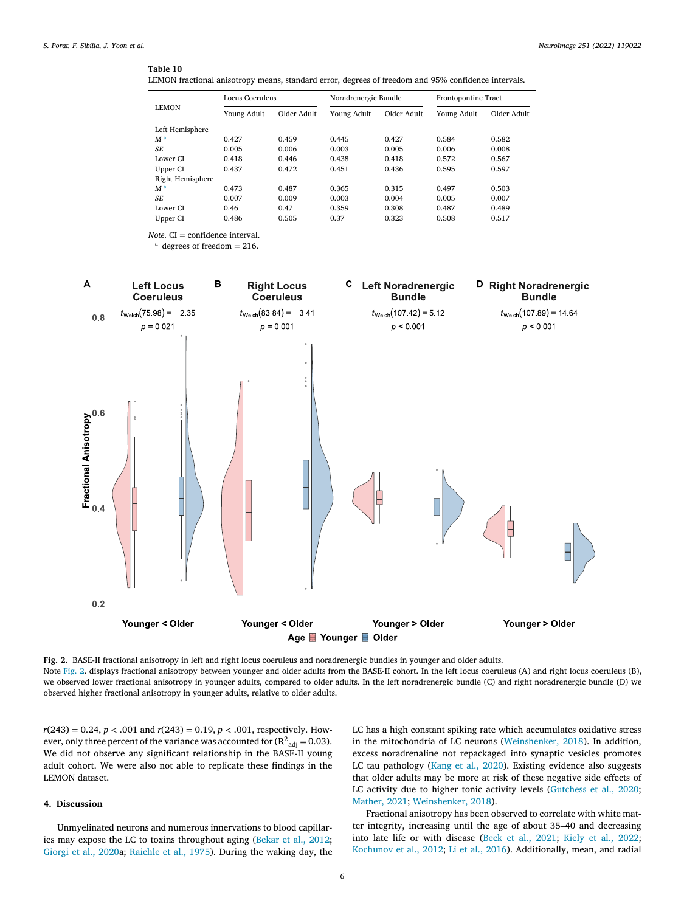**Table 10**
LEMON fractional anisotropy means, standard error, degrees of freedom and 95% confidence intervals.

| LEMON | Locus Coeruleus | | Noradrenergic Bundle | | Frontopontine Tract | |
|---|---|---|---|---|---|---|
| | Young Adult | Older Adult | Young Adult | Older Adult | Young Adult | Older Adult |
| Left Hemisphere | | | | | | |
| *M* [a] | 0.427 | 0.459 | 0.445 | 0.427 | 0.584 | 0.582 |
| *SE* | 0.005 | 0.006 | 0.003 | 0.005 | 0.006 | 0.008 |
| Lower CI | 0.418 | 0.446 | 0.438 | 0.418 | 0.572 | 0.567 |
| Upper CI | 0.437 | 0.472 | 0.451 | 0.436 | 0.595 | 0.597 |
| Right Hemisphere | | | | | | |
| *M* [a] | 0.473 | 0.487 | 0.365 | 0.315 | 0.497 | 0.503 |
| *SE* | 0.007 | 0.009 | 0.003 | 0.004 | 0.005 | 0.007 |
| Lower CI | 0.46 | 0.47 | 0.359 | 0.308 | 0.487 | 0.489 |
| Upper CI | 0.486 | 0.505 | 0.37 | 0.323 | 0.508 | 0.517 |

*Note.* CI = confidence interval.
[a] degrees of freedom = 216.

**Fig. 2.** BASE-II fractional anisotropy in left and right locus coeruleus and noradrenergic bundles in younger and older adults.
Note Fig. 2. displays fractional anisotropy between younger and older adults from the BASE-II cohort. In the left locus coeruleus (A) and right locus coeruleus (B), we observed lower fractional anisotropy in younger adults, compared to older adults. In the left noradrenergic bundle (C) and right noradrenergic bundle (D) we observed higher fractional anisotropy in younger adults, relative to older adults.

$r(243) = 0.24$, $p < .001$ and $r(243) = 0.19$, $p < .001$, respectively. However, only three percent of the variance was accounted for ($R^2_{adj} = 0.03$). We did not observe any significant relationship in the BASE-II young adult cohort. We were also not able to replicate these findings in the LEMON dataset.

## 4. Discussion

Unmyelinated neurons and numerous innervations to blood capillaries may expose the LC to toxins throughout aging (Bekar et al., 2012; Giorgi et al., 2020a; Raichle et al., 1975). During the waking day, the LC has a high constant spiking rate which accumulates oxidative stress in the mitochondria of LC neurons (Weinshenker, 2018). In addition, excess noradrenaline not repackaged into synaptic vesicles promotes LC tau pathology (Kang et al., 2020). Existing evidence also suggests that older adults may be more at risk of these negative side effects of LC activity due to higher tonic activity levels (Gutchess et al., 2020; Mather, 2021; Weinshenker, 2018).

Fractional anisotropy has been observed to correlate with white matter integrity, increasing until the age of about 35–40 and decreasing into late life or with disease (Beck et al., 2021; Kiely et al., 2022; Kochunov et al., 2012; Li et al., 2016). Additionally, mean, and radial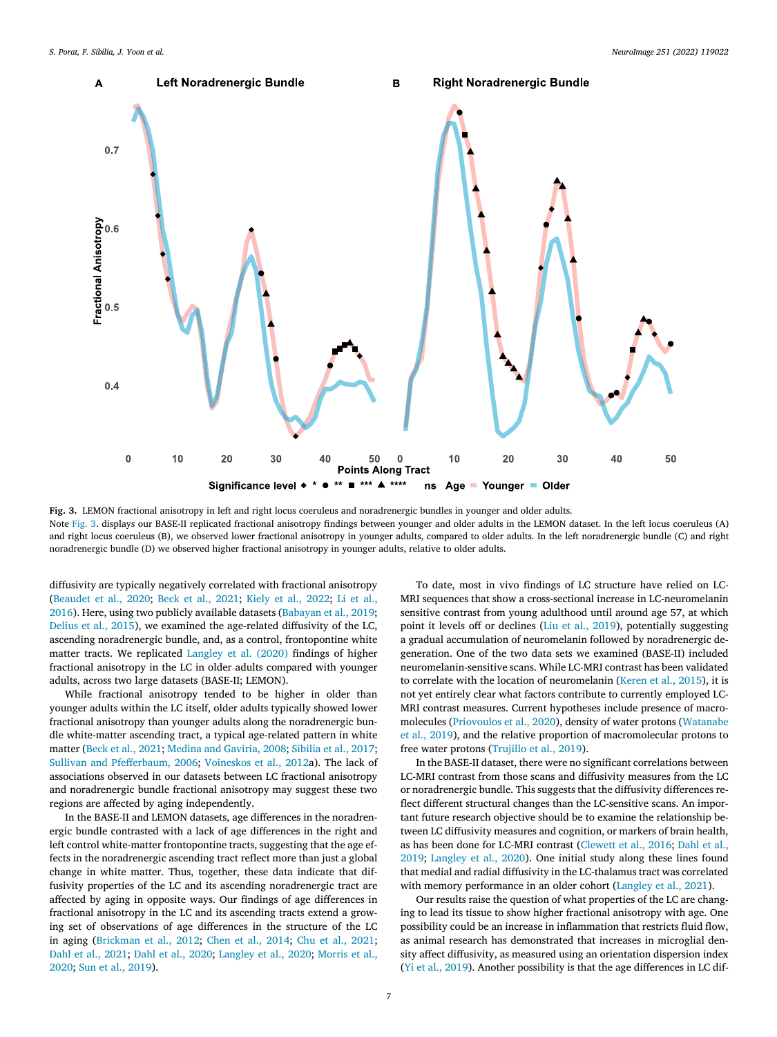**Fig. 3.** LEMON fractional anisotropy in left and right locus coeruleus and noradrenergic bundles in younger and older adults.
Note Fig. 3. displays our BASE-II replicated fractional anisotropy findings between younger and older adults in the LEMON dataset. In the left locus coeruleus (A) and right locus coeruleus (B), we observed lower fractional anisotropy in younger adults, compared to older adults. In the left noradrenergic bundle (C) and right noradrenergic bundle (D) we observed higher fractional anisotropy in younger adults, relative to older adults.

diffusivity are typically negatively correlated with fractional anisotropy (Beaudet et al., 2020; Beck et al., 2021; Kiely et al., 2022; Li et al., 2016). Here, using two publicly available datasets (Babayan et al., 2019; Delius et al., 2015), we examined the age-related diffusivity of the LC, ascending noradrenergic bundle, and, as a control, frontopontine white matter tracts. We replicated Langley et al. (2020) findings of higher fractional anisotropy in the LC in older adults compared with younger adults, across two large datasets (BASE-II; LEMON).

While fractional anisotropy tended to be higher in older than younger adults within the LC itself, older adults typically showed lower fractional anisotropy than younger adults along the noradrenergic bundle white-matter ascending tract, a typical age-related pattern in white matter (Beck et al., 2021; Medina and Gaviria, 2008; Sibilia et al., 2017; Sullivan and Pfefferbaum, 2006; Voineskos et al., 2012a). The lack of associations observed in our datasets between LC fractional anisotropy and noradrenergic bundle fractional anisotropy may suggest these two regions are affected by aging independently.

In the BASE-II and LEMON datasets, age differences in the noradrenergic bundle contrasted with a lack of age differences in the right and left control white-matter frontopontine tracts, suggesting that the age effects in the noradrenergic ascending tract reflect more than just a global change in white matter. Thus, together, these data indicate that diffusivity properties of the LC and its ascending noradrenergic tract are affected by aging in opposite ways. Our findings of age differences in fractional anisotropy in the LC and its ascending tracts extend a growing set of observations of age differences in the structure of the LC in aging (Brickman et al., 2012; Chen et al., 2014; Chu et al., 2021; Dahl et al., 2021; Dahl et al., 2020; Langley et al., 2020; Morris et al., 2020; Sun et al., 2019).

To date, most in vivo findings of LC structure have relied on LC-MRI sequences that show a cross-sectional increase in LC-neuromelanin sensitive contrast from young adulthood until around age 57, at which point it levels off or declines (Liu et al., 2019), potentially suggesting a gradual accumulation of neuromelanin followed by noradrenergic degeneration. One of the two data sets we examined (BASE-II) included neuromelanin-sensitive scans. While LC-MRI contrast has been validated to correlate with the location of neuromelanin (Keren et al., 2015), it is not yet entirely clear what factors contribute to currently employed LC-MRI contrast measures. Current hypotheses include presence of macromolecules (Priovoulos et al., 2020), density of water protons (Watanabe et al., 2019), and the relative proportion of macromolecular protons to free water protons (Trujillo et al., 2019).

In the BASE-II dataset, there were no significant correlations between LC-MRI contrast from those scans and diffusivity measures from the LC or noradrenergic bundle. This suggests that the diffusivity differences reflect different structural changes than the LC-sensitive scans. An important future research objective should be to examine the relationship between LC diffusivity measures and cognition, or markers of brain health, as has been done for LC-MRI contrast (Clewett et al., 2016; Dahl et al., 2019; Langley et al., 2020). One initial study along these lines found that medial and radial diffusivity in the LC-thalamus tract was correlated with memory performance in an older cohort (Langley et al., 2021).

Our results raise the question of what properties of the LC are changing to lead its tissue to show higher fractional anisotropy with age. One possibility could be an increase in inflammation that restricts fluid flow, as animal research has demonstrated that increases in microglial density affect diffusivity, as measured using an orientation dispersion index (Yi et al., 2019). Another possibility is that the age differences in LC dif-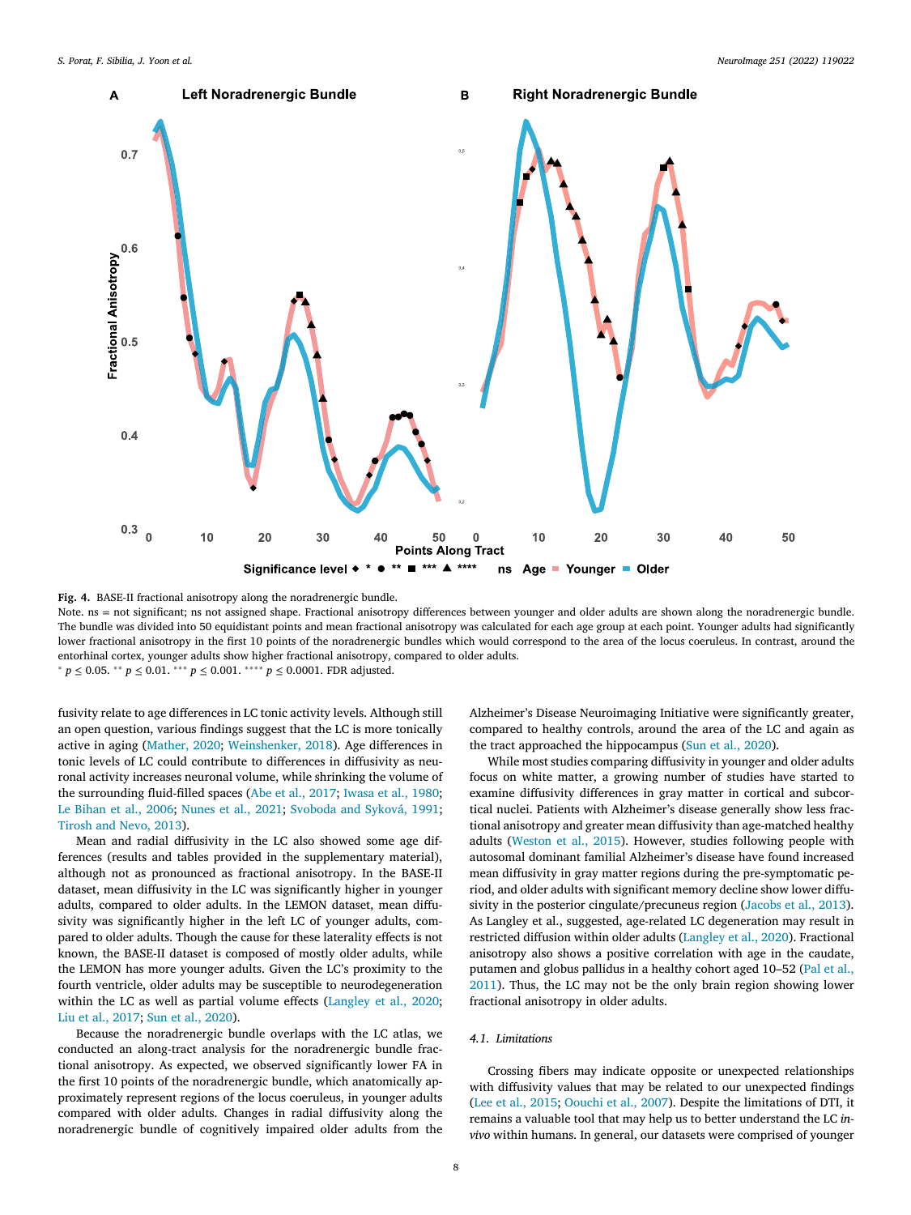Fig. 4. BASE-II fractional anisotropy along the noradrenergic bundle.

Note. ns = not significant; ns not assigned shape. Fractional anisotropy differences between younger and older adults are shown along the noradrenergic bundle. The bundle was divided into 50 equidistant points and mean fractional anisotropy was calculated for each age group at each point. Younger adults had significantly lower fractional anisotropy in the first 10 points of the noradrenergic bundles which would correspond to the area of the locus coeruleus. In contrast, around the entorhinal cortex, younger adults show higher fractional anisotropy, compared to older adults.

* $p \leq 0.05$. ** $p \leq 0.01$. *** $p \leq 0.001$. **** $p \leq 0.0001$. FDR adjusted.

fusivity relate to age differences in LC tonic activity levels. Although still an open question, various findings suggest that the LC is more tonically active in aging (Mather, 2020; Weinshenker, 2018). Age differences in tonic levels of LC could contribute to differences in diffusivity as neuronal activity increases neuronal volume, while shrinking the volume of the surrounding fluid-filled spaces (Abe et al., 2017; Iwasa et al., 1980; Le Bihan et al., 2006; Nunes et al., 2021; Svoboda and Syková, 1991; Tirosh and Nevo, 2013).

Mean and radial diffusivity in the LC also showed some age differences (results and tables provided in the supplementary material), although not as pronounced as fractional anisotropy. In the BASE-II dataset, mean diffusivity in the LC was significantly higher in younger adults, compared to older adults. In the LEMON dataset, mean diffusivity was significantly higher in the left LC of younger adults, compared to older adults. Though the cause for these laterality effects is not known, the BASE-II dataset is composed of mostly older adults, while the LEMON has more younger adults. Given the LC's proximity to the fourth ventricle, older adults may be susceptible to neurodegeneration within the LC as well as partial volume effects (Langley et al., 2020; Liu et al., 2017; Sun et al., 2020).

Because the noradrenergic bundle overlaps with the LC atlas, we conducted an along-tract analysis for the noradrenergic bundle fractional anisotropy. As expected, we observed significantly lower FA in the first 10 points of the noradrenergic bundle, which anatomically approximately represent regions of the locus coeruleus, in younger adults compared with older adults. Changes in radial diffusivity along the noradrenergic bundle of cognitively impaired older adults from the Alzheimer's Disease Neuroimaging Initiative were significantly greater, compared to healthy controls, around the area of the LC and again as the tract approached the hippocampus (Sun et al., 2020).

While most studies comparing diffusivity in younger and older adults focus on white matter, a growing number of studies have started to examine diffusivity differences in gray matter in cortical and subcortical nuclei. Patients with Alzheimer's disease generally show less fractional anisotropy and greater mean diffusivity than age-matched healthy adults (Weston et al., 2015). However, studies following people with autosomal dominant familial Alzheimer's disease have found increased mean diffusivity in gray matter regions during the pre-symptomatic period, and older adults with significant memory decline show lower diffusivity in the posterior cingulate/precuneus region (Jacobs et al., 2013). As Langley et al., suggested, age-related LC degeneration may result in restricted diffusion within older adults (Langley et al., 2020). Fractional anisotropy also shows a positive correlation with age in the caudate, putamen and globus pallidus in a healthy cohort aged 10–52 (Pal et al., 2011). Thus, the LC may not be the only brain region showing lower fractional anisotropy in older adults.

### 4.1. Limitations

Crossing fibers may indicate opposite or unexpected relationships with diffusivity values that may be related to our unexpected findings (Lee et al., 2015; Oouchi et al., 2007). Despite the limitations of DTI, it remains a valuable tool that may help us to better understand the LC *in-vivo* within humans. In general, our datasets were comprised of younger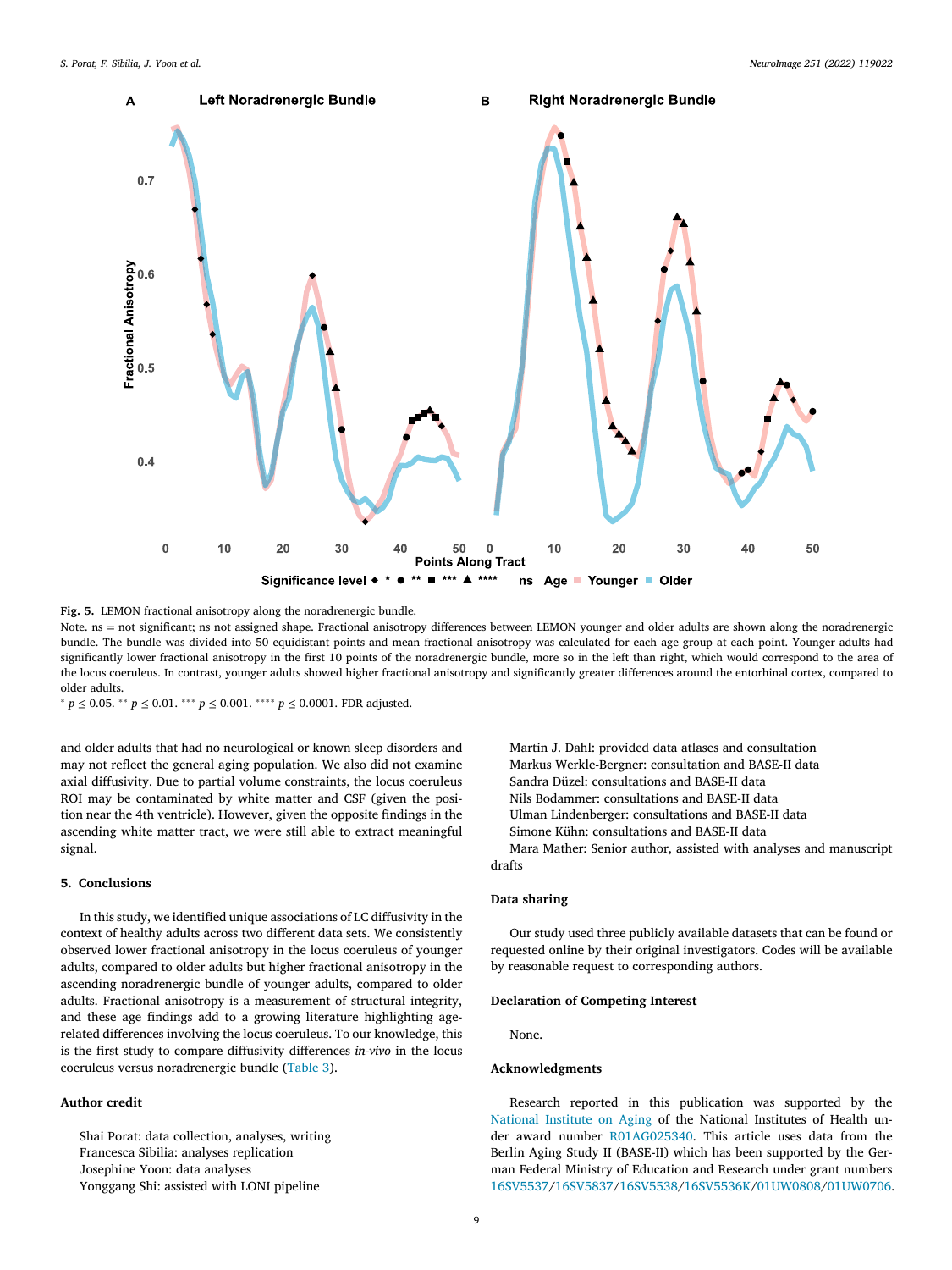**Fig. 5.** LEMON fractional anisotropy along the noradrenergic bundle.

Note. ns = not significant; ns not assigned shape. Fractional anisotropy differences between LEMON younger and older adults are shown along the noradrenergic bundle. The bundle was divided into 50 equidistant points and mean fractional anisotropy was calculated for each age group at each point. Younger adults had significantly lower fractional anisotropy in the first 10 points of the noradrenergic bundle, more so in the left than right, which would correspond to the area of the locus coeruleus. In contrast, younger adults showed higher fractional anisotropy and significantly greater differences around the entorhinal cortex, compared to older adults.

* $p \leq 0.05$. ** $p \leq 0.01$. *** $p \leq 0.001$. **** $p \leq 0.0001$. FDR adjusted.

and older adults that had no neurological or known sleep disorders and may not reflect the general aging population. We also did not examine axial diffusivity. Due to partial volume constraints, the locus coeruleus ROI may be contaminated by white matter and CSF (given the position near the 4th ventricle). However, given the opposite findings in the ascending white matter tract, we were still able to extract meaningful signal.

## 5. Conclusions

In this study, we identified unique associations of LC diffusivity in the context of healthy adults across two different data sets. We consistently observed lower fractional anisotropy in the locus coeruleus of younger adults, compared to older adults but higher fractional anisotropy in the ascending noradrenergic bundle of younger adults, compared to older adults. Fractional anisotropy is a measurement of structural integrity, and these age findings add to a growing literature highlighting age-related differences involving the locus coeruleus. To our knowledge, this is the first study to compare diffusivity differences *in-vivo* in the locus coeruleus versus noradrenergic bundle (Table 3).

## Author credit

Shai Porat: data collection, analyses, writing
Francesca Sibilia: analyses replication
Josephine Yoon: data analyses
Yonggang Shi: assisted with LONI pipeline
Martin J. Dahl: provided data atlases and consultation
Markus Werkle-Bergner: consultation and BASE-II data
Sandra Düzel: consultations and BASE-II data
Nils Bodammer: consultations and BASE-II data
Ulman Lindenberger: consultations and BASE-II data
Simone Kühn: consultations and BASE-II data
Mara Mather: Senior author, assisted with analyses and manuscript drafts

## Data sharing

Our study used three publicly available datasets that can be found or requested online by their original investigators. Codes will be available by reasonable request to corresponding authors.

## Declaration of Competing Interest

None.

## Acknowledgments

Research reported in this publication was supported by the National Institute on Aging of the National Institutes of Health under award number R01AG025340. This article uses data from the Berlin Aging Study II (BASE-II) which has been supported by the German Federal Ministry of Education and Research under grant numbers 16SV5537/16SV5837/16SV5538/16SV5536K/01UW0808/01UW0706.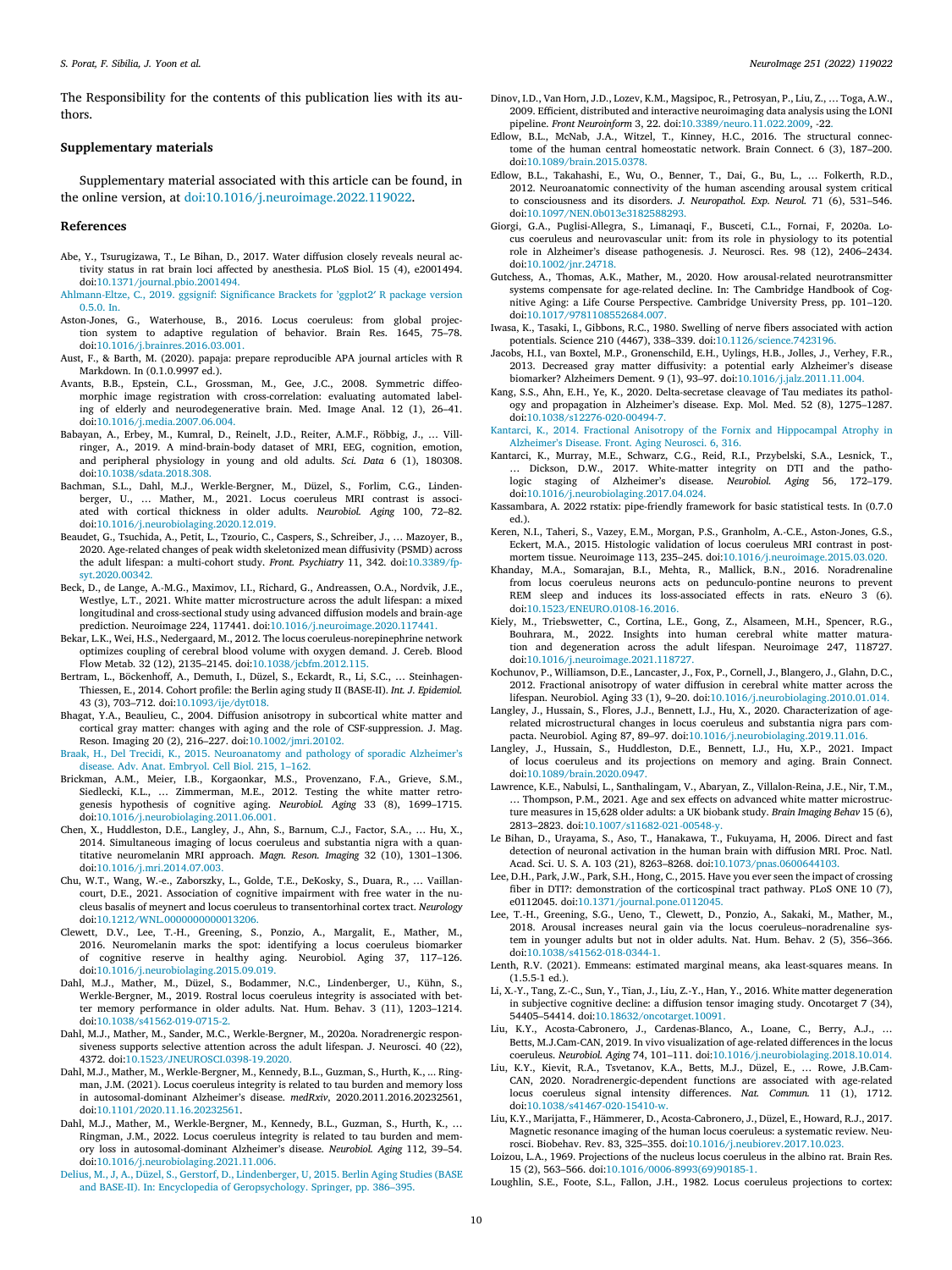The Responsibility for the contents of this publication lies with its authors.

## Supplementary materials

Supplementary material associated with this article can be found, in the online version, at doi:10.1016/j.neuroimage.2022.119022.

## References

Abe, Y., Tsurugizawa, T., Le Bihan, D., 2017. Water diffusion closely reveals neural activity status in rat brain loci affected by anesthesia. PLoS Biol. 15 (4), e2001494. doi:10.1371/journal.pbio.2001494.

Ahlmann-Eltze, C., 2019. ggsignif: Significance Brackets for 'ggplot2' R package version 0.5.0. In.

Aston-Jones, G., Waterhouse, B., 2016. Locus coeruleus: from global projection system to adaptive regulation of behavior. Brain Res. 1645, 75–78. doi:10.1016/j.brainres.2016.03.001.

Aust, F., & Barth, M. (2020). papaja: prepare reproducible APA journal articles with R Markdown. In (0.1.0.9997 ed.).

Avants, B.B., Epstein, C.L., Grossman, M., Gee, J.C., 2008. Symmetric diffeomorphic image registration with cross-correlation: evaluating automated labeling of elderly and neurodegenerative brain. Med. Image Anal. 12 (1), 26–41. doi:10.1016/j.media.2007.06.004.

Babayan, A., Erbey, M., Kumral, D., Reinelt, J.D., Reiter, A.M.F., Röbbig, J., … Villringer, A., 2019. A mind-brain-body dataset of MRI, EEG, cognition, emotion, and peripheral physiology in young and old adults. *Sci. Data* 6 (1), 180308. doi:10.1038/sdata.2018.308.

Bachman, S.L., Dahl, M.J., Werkle-Bergner, M., Düzel, S., Forlim, C.G., Lindenberger, U., … Mather, M., 2021. Locus coeruleus MRI contrast is associated with cortical thickness in older adults. *Neurobiol. Aging* 100, 72–82. doi:10.1016/j.neurobiolaging.2020.12.019.

Beaudet, G., Tsuchida, A., Petit, L., Tzourio, C., Caspers, S., Schreiber, J., … Mazoyer, B., 2020. Age-related changes of peak width skeletonized mean diffusivity (PSMD) across the adult lifespan: a multi-cohort study. *Front. Psychiatry* 11, 342. doi:10.3389/fpsyt.2020.00342.

Beck, D., de Lange, A.-M.G., Maximov, I.I., Richard, G., Andreassen, O.A., Nordvik, J.E., Westlye, L.T., 2021. White matter microstructure across the adult lifespan: a mixed longitudinal and cross-sectional study using advanced diffusion models and brain-age prediction. Neuroimage 224, 117441. doi:10.1016/j.neuroimage.2020.117441.

Bekar, L.K., Wei, H.S., Nedergaard, M., 2012. The locus coeruleus-norepinephrine network optimizes coupling of cerebral blood volume with oxygen demand. J. Cereb. Blood Flow Metab. 32 (12), 2135–2145. doi:10.1038/jcbfm.2012.115.

Bertram, L., Böckenhoff, A., Demuth, I., Düzel, S., Eckardt, R., Li, S.C., … Steinhagen-Thiessen, E., 2014. Cohort profile: the Berlin aging study II (BASE-II). *Int. J. Epidemiol.* 43 (3), 703–712. doi:10.1093/ije/dyt018.

Bhagat, Y.A., Beaulieu, C., 2004. Diffusion anisotropy in subcortical white matter and cortical gray matter: changes with aging and the role of CSF-suppression. J. Mag. Reson. Imaging 20 (2), 216–227. doi:10.1002/jmri.20102.

Braak, H., Del Trecidi, K., 2015. Neuroanatomy and pathology of sporadic Alzheimer's disease. Adv. Anat. Embryol. Cell Biol. 215, 1–162.

Brickman, A.M., Meier, I.B., Korgaonkar, M.S., Provenzano, F.A., Grieve, S.M., Siedlecki, K.L., … Zimmerman, M.E., 2012. Testing the white matter retrogenesis hypothesis of cognitive aging. *Neurobiol. Aging* 33 (8), 1699–1715. doi:10.1016/j.neurobiolaging.2011.06.001.

Chen, X., Huddleston, D.E., Langley, J., Ahn, S., Barnum, C.J., Factor, S.A., … Hu, X., 2014. Simultaneous imaging of locus coeruleus and substantia nigra with a quantitative neuromelanin MRI approach. *Magn. Reson. Imaging* 32 (10), 1301–1306. doi:10.1016/j.mri.2014.07.003.

Chu, W.T., Wang, W.-e., Zaborszky, L., Golde, T.E., DeKosky, S., Duara, R., … Vaillancourt, D.E., 2021. Association of cognitive impairment with free water in the nucleus basalis of meynert and locus coeruleus to transentorhinal cortex tract. *Neurology* doi:10.1212/WNL.0000000000013206.

Clewett, D.V., Lee, T.-H., Greening, S., Ponzio, A., Margalit, E., Mather, M., 2016. Neuromelanin marks the spot: identifying a locus coeruleus biomarker of cognitive reserve in healthy aging. Neurobiol. Aging 37, 117–126. doi:10.1016/j.neurobiolaging.2015.09.019.

Dahl, M.J., Mather, M., Düzel, S., Bodammer, N.C., Lindenberger, U., Kühn, S., Werkle-Bergner, M., 2019. Rostral locus coeruleus integrity is associated with better memory performance in older adults. Nat. Hum. Behav. 3 (11), 1203–1214. doi:10.1038/s41562-019-0715-2.

Dahl, M.J., Mather, M., Sander, M.C., Werkle-Bergner, M., 2020a. Noradrenergic responsiveness supports selective attention across the adult lifespan. J. Neurosci. 40 (22), 4372. doi:10.1523/JNEUROSCI.0398-19.2020.

Dahl, M.J., Mather, M., Werkle-Bergner, M., Kennedy, B.L., Guzman, S., Hurth, K., ... Ringman, J.M. (2021). Locus coeruleus integrity is related to tau burden and memory loss in autosomal-dominant Alzheimer's disease. *medRxiv*, 2020.2011.2016.20232561, doi:10.1101/2020.11.16.20232561.

Dahl, M.J., Mather, M., Werkle-Bergner, M., Kennedy, B.L., Guzman, S., Hurth, K., … Ringman, J.M., 2022. Locus coeruleus integrity is related to tau burden and memory loss in autosomal-dominant Alzheimer's disease. *Neurobiol. Aging* 112, 39–54. doi:10.1016/j.neurobiolaging.2021.11.006.

Delius, M., J, A., Düzel, S., Gerstorf, D., Lindenberger, U, 2015. Berlin Aging Studies (BASE and BASE-II). In: Encyclopedia of Geropsychology. Springer, pp. 386–395.

Dinov, I.D., Van Horn, J.D., Lozev, K.M., Magsipoc, R., Petrosyan, P., Liu, Z., … Toga, A.W., 2009. Efficient, distributed and interactive neuroimaging data analysis using the LONI pipeline. *Front Neuroinform* 3, 22. doi:10.3389/neuro.11.022.2009, -22.

Edlow, B.L., McNab, J.A., Witzel, T., Kinney, H.C., 2016. The structural connectome of the human central homeostatic network. Brain Connect. 6 (3), 187–200. doi:10.1089/brain.2015.0378.

Edlow, B.L., Takahashi, E., Wu, O., Benner, T., Dai, G., Bu, L., … Folkerth, R.D., 2012. Neuroanatomic connectivity of the human ascending arousal system critical to consciousness and its disorders. *J. Neuropathol. Exp. Neurol.* 71 (6), 531–546. doi:10.1097/NEN.0b013e3182588293.

Giorgi, G.A., Puglisi-Allegra, S., Limanaqi, F., Busceti, C.L., Fornai, F, 2020a. Locus coeruleus and neurovascular unit: from its role in physiology to its potential role in Alzheimer's disease pathogenesis. J. Neurosci. Res. 98 (12), 2406–2434. doi:10.1002/jnr.24718.

Gutchess, A., Thomas, A.K., Mather, M., 2020. How arousal-related neurotransmitter systems compensate for age-related decline. In: The Cambridge Handbook of Cognitive Aging: a Life Course Perspective. Cambridge University Press, pp. 101–120. doi:10.1017/9781108552684.007.

Iwasa, K., Tasaki, I., Gibbons, R.C., 1980. Swelling of nerve fibers associated with action potentials. Science 210 (4467), 338–339. doi:10.1126/science.7423196.

Jacobs, H.I., van Boxtel, M.P., Gronenschild, E.H., Uylings, H.B., Jolles, J., Verhey, F.R., 2013. Decreased gray matter diffusivity: a potential early Alzheimer's disease biomarker? Alzheimers Dement. 9 (1), 93–97. doi:10.1016/j.jalz.2011.11.004.

Kang, S.S., Ahn, E.H., Ye, K., 2020. Delta-secretase cleavage of Tau mediates its pathology and propagation in Alzheimer's disease. Exp. Mol. Med. 52 (8), 1275–1287. doi:10.1038/s12276-020-00494-7.

Kantarci, K., 2014. Fractional Anisotropy of the Fornix and Hippocampal Atrophy in Alzheimer's Disease. Front. Aging Neurosci. 6, 316.

Kantarci, K., Murray, M.E., Schwarz, C.G., Reid, R.I., Przybelski, S.A., Lesnick, T., … Dickson, D.W., 2017. White-matter integrity on DTI and the pathologic staging of Alzheimer's disease. *Neurobiol. Aging* 56, 172–179. doi:10.1016/j.neurobiolaging.2017.04.024.

Kassambara, A. 2022 rstatix: pipe-friendly framework for basic statistical tests. In (0.7.0 ed.).

Keren, N.I., Taheri, S., Vazey, E.M., Morgan, P.S., Granholm, A.-C.E., Aston-Jones, G.S., Eckert, M.A., 2015. Histologic validation of locus coeruleus MRI contrast in post-mortem tissue. Neuroimage 113, 235–245. doi:10.1016/j.neuroimage.2015.03.020.

Khanday, M.A., Somarajan, B.I., Mehta, R., Mallick, B.N., 2016. Noradrenaline from locus coeruleus neurons acts on pedunculo-pontine neurons to prevent REM sleep and induces its loss-associated effects in rats. eNeuro 3 (6). doi:10.1523/ENEURO.0108-16.2016.

Kiely, M., Triebswetter, C., Cortina, L.E., Gong, Z., Alsameen, M.H., Spencer, R.G., Bouhrara, M., 2022. Insights into human cerebral white matter maturation and degeneration across the adult lifespan. Neuroimage 247, 118727. doi:10.1016/j.neuroimage.2021.118727.

Kochunov, P., Williamson, D.E., Lancaster, J., Fox, P., Cornell, J., Blangero, J., Glahn, D.C., 2012. Fractional anisotropy of water diffusion in cerebral white matter across the lifespan. Neurobiol. Aging 33 (1), 9–20. doi:10.1016/j.neurobiolaging.2010.01.014.

Langley, J., Hussain, S., Flores, J.J., Bennett, I.J., Hu, X., 2020. Characterization of age-related microstructural changes in locus coeruleus and substantia nigra pars compacta. Neurobiol. Aging 87, 89–97. doi:10.1016/j.neurobiolaging.2019.11.016.

Langley, J., Hussain, S., Huddleston, D.E., Bennett, I.J., Hu, X.P., 2021. Impact of locus coeruleus and its projections on memory and aging. Brain Connect. doi:10.1089/brain.2020.0947.

Lawrence, K.E., Nabulsi, L., Santhalingam, V., Abaryan, Z., Villalon-Reina, J.E., Nir, T.M., … Thompson, P.M., 2021. Age and sex effects on advanced white matter microstructure measures in 15,628 older adults: a UK biobank study. *Brain Imaging Behav* 15 (6), 2813–2823. doi:10.1007/s11682-021-00548-y.

Le Bihan, D., Urayama, S., Aso, T., Hanakawa, T., Fukuyama, H, 2006. Direct and fast detection of neuronal activation in the human brain with diffusion MRI. Proc. Natl. Acad. Sci. U. S. A. 103 (21), 8263–8268. doi:10.1073/pnas.0600644103.

Lee, D.H., Park, J.W., Park, S.H., Hong, C., 2015. Have you ever seen the impact of crossing fiber in DTI?: demonstration of the corticospinal tract pathway. PLoS ONE 10 (7), e0112045. doi:10.1371/journal.pone.0112045.

Lee, T.-H., Greening, S.G., Ueno, T., Clewett, D., Ponzio, A., Sakaki, M., Mather, M., 2018. Arousal increases neural gain via the locus coeruleus–noradrenaline system in younger adults but not in older adults. Nat. Hum. Behav. 2 (5), 356–366. doi:10.1038/s41562-018-0344-1.

Lenth, R.V. (2021). Emmeans: estimated marginal means, aka least-squares means. In (1.5.5-1 ed.).

Li, X.-Y., Tang, Z.-C., Sun, Y., Tian, J., Liu, Z.-Y., Han, Y., 2016. White matter degeneration in subjective cognitive decline: a diffusion tensor imaging study. Oncotarget 7 (34), 54405–54414. doi:10.18632/oncotarget.10091.

Liu, K.Y., Acosta-Cabronero, J., Cardenas-Blanco, A., Loane, C., Berry, A.J., … Betts, M.J.Cam-CAN, 2019. In vivo visualization of age-related differences in the locus coeruleus. *Neurobiol. Aging* 74, 101–111. doi:10.1016/j.neurobiolaging.2018.10.014.

Liu, K.Y., Kievit, R.A., Tsvetanov, K.A., Betts, M.J., Düzel, E., … Rowe, J.B.Cam-CAN, 2020. Noradrenergic-dependent functions are associated with age-related locus coeruleus signal intensity differences. *Nat. Commun.* 11 (1), 1712. doi:10.1038/s41467-020-15410-w.

Liu, K.Y., Marijatta, F., Hämmerer, D., Acosta-Cabronero, J., Düzel, E., Howard, R.J., 2017. Magnetic resonance imaging of the human locus coeruleus: a systematic review. Neurosci. Biobehav. Rev. 83, 325–355. doi:10.1016/j.neubiorev.2017.10.023.

Loizou, L.A., 1969. Projections of the nucleus locus coeruleus in the albino rat. Brain Res. 15 (2), 563–566. doi:10.1016/0006-8993(69)90185-1.

Loughlin, S.E., Foote, S.L., Fallon, J.H., 1982. Locus coeruleus projections to cortex: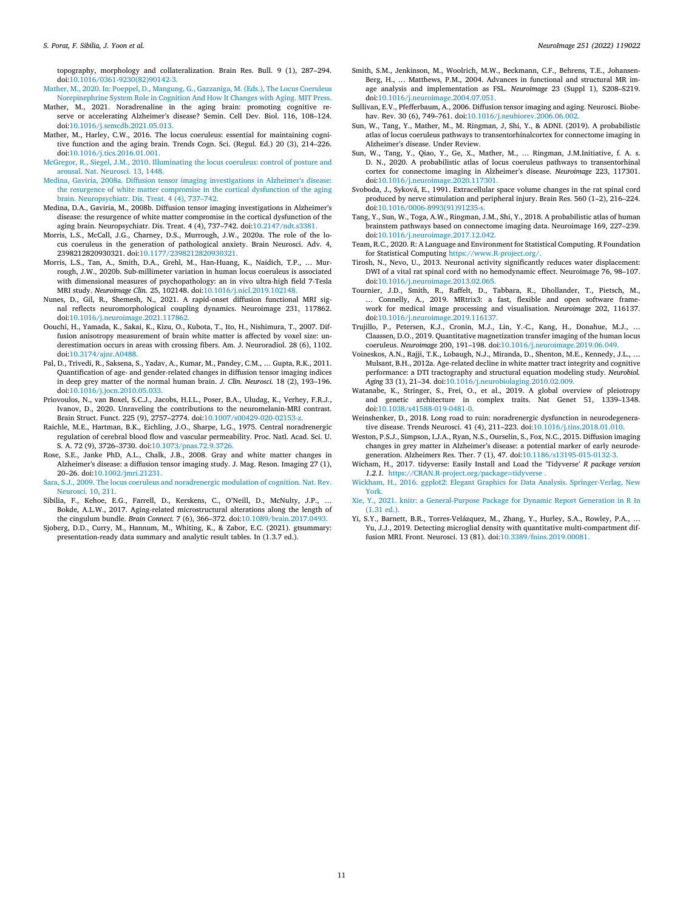topography, morphology and collateralization. Brain Res. Bull. 9 (1), 287–294. doi:10.1016/0361-9230(82)90142-3.

Mather, M., 2020. In: Poeppel, D., Mangung, G., Gazzaniga, M. (Eds.), The Locus Coeruleus Norepinephrine System Role in Cognition And How It Changes with Aging. MIT Press.

Mather, M., 2021. Noradrenaline in the aging brain: promoting cognitive reserve or accelerating Alzheimer's disease? Semin. Cell Dev. Biol. 116, 108–124. doi:10.1016/j.semcdb.2021.05.013.

Mather, M., Harley, C.W., 2016. The locus coeruleus: essential for maintaining cognitive function and the aging brain. Trends Cogn. Sci. (Regul. Ed.) 20 (3), 214–226. doi:10.1016/j.tics.2016.01.001.

McGregor, R., Siegel, J.M., 2010. Illuminating the locus coeruleus: control of posture and arousal. Nat. Neurosci. 13, 1448.

Medina, Gaviria, 2008a. Diffusion tensor imaging investigations in Alzheimer's disease: the resurgence of white matter compromise in the cortical dysfunction of the aging brain. Neuropsychiatr. Dis. Treat. 4 (4), 737–742.

Medina, D.A., Gaviria, M., 2008b. Diffusion tensor imaging investigations in Alzheimer's disease: the resurgence of white matter compromise in the cortical dysfunction of the aging brain. Neuropsychiatr. Dis. Treat. 4 (4), 737–742. doi:10.2147/ndt.s3381.

Morris, L.S., McCall, J.G., Charney, D.S., Murrough, J.W., 2020a. The role of the locus coeruleus in the generation of pathological anxiety. Brain Neurosci. Adv. 4, 2398212820930321. doi:10.1177/2398212820930321.

Morris, L.S., Tan, A., Smith, D.A., Grehl, M., Han-Huang, K., Naidich, T.P., … Murrough, J.W., 2020b. Sub-millimeter variation in human locus coeruleus is associated with dimensional measures of psychopathology: an in vivo ultra-high field 7-Tesla MRI study. *Neuroimage Clin.* 25, 102148. doi:10.1016/j.nicl.2019.102148.

Nunes, D., Gil, R., Shemesh, N., 2021. A rapid-onset diffusion functional MRI signal reflects neuromorphological coupling dynamics. Neuroimage 231, 117862. doi:10.1016/j.neuroimage.2021.117862.

Oouchi, H., Yamada, K., Sakai, K., Kizu, O., Kubota, T., Ito, H., Nishimura, T., 2007. Diffusion anisotropy measurement of brain white matter is affected by voxel size: underestimation occurs in areas with crossing fibers. Am. J. Neuroradiol. 28 (6), 1102. doi:10.3174/ajnr.A0488.

Pal, D., Trivedi, R., Saksena, S., Yadav, A., Kumar, M., Pandey, C.M., … Gupta, R.K., 2011. Quantification of age- and gender-related changes in diffusion tensor imaging indices in deep grey matter of the normal human brain. *J. Clin. Neurosci.* 18 (2), 193–196. doi:10.1016/j.jocn.2010.05.033.

Priovoulos, N., van Boxel, S.C.J., Jacobs, H.I.L., Poser, B.A., Uludag, K., Verhey, F.R.J., Ivanov, D., 2020. Unraveling the contributions to the neuromelanin-MRI contrast. Brain Struct. Funct. 225 (9), 2757–2774. doi:10.1007/s00429-020-02153-z.

Raichle, M.E., Hartman, B.K., Eichling, J.O., Sharpe, L.G., 1975. Central noradrenergic regulation of cerebral blood flow and vascular permeability. Proc. Natl. Acad. Sci. U. S. A. 72 (9), 3726–3730. doi:10.1073/pnas.72.9.3726.

Rose, S.E., Janke PhD, A.L., Chalk, J.B., 2008. Gray and white matter changes in Alzheimer's disease: a diffusion tensor imaging study. J. Mag. Reson. Imaging 27 (1), 20–26. doi:10.1002/jmri.21231.

Sara, S.J., 2009. The locus coeruleus and noradrenergic modulation of cognition. Nat. Rev. Neurosci. 10, 211.

Sibilia, F., Kehoe, E.G., Farrell, D., Kerskens, C., O'Neill, D., McNulty, J.P., … Bokde, A.L.W., 2017. Aging-related microstructural alterations along the length of the cingulum bundle. *Brain Connect.* 7 (6), 366–372. doi:10.1089/brain.2017.0493.

Sjoberg, D.D., Curry, M., Hannum, M., Whiting, K., & Zabor, E.C. (2021). gtsummary: presentation-ready data summary and analytic result tables. In (1.3.7 ed.).

Smith, S.M., Jenkinson, M., Woolrich, M.W., Beckmann, C.F., Behrens, T.E., Johansen-Berg, H., … Matthews, P.M., 2004. Advances in functional and structural MR image analysis and implementation as FSL. *Neuroimage* 23 (Suppl 1), S208–S219. doi:10.1016/j.neuroimage.2004.07.051.

Sullivan, E.V., Pfefferbaum, A., 2006. Diffusion tensor imaging and aging. Neurosci. Biobehav. Rev. 30 (6), 749–761. doi:10.1016/j.neubiorev.2006.06.002.

Sun, W., Tang, Y., Mather, M., M. Ringman, J, Shi, Y., & ADNI. (2019). A probabilistic atlas of locus coeruleus pathways to transentorhinalcortex for connectome imaging in Alzheimer's disease. Under Review.

Sun, W., Tang, Y., Qiao, Y., Ge, X., Mather, M., … Ringman, J.M.Initiative, f. A. s. D. N., 2020. A probabilistic atlas of locus coeruleus pathways to transentorhinal cortex for connectome imaging in Alzheimer's disease. *Neuroimage* 223, 117301. doi:10.1016/j.neuroimage.2020.117301.

Svoboda, J., Syková, E., 1991. Extracellular space volume changes in the rat spinal cord produced by nerve stimulation and peripheral injury. Brain Res. 560 (1–2), 216–224. doi:10.1016/0006-8993(91)91235-s.

Tang, Y., Sun, W., Toga, A.W., Ringman, J.M., Shi, Y., 2018. A probabilistic atlas of human brainstem pathways based on connectome imaging data. Neuroimage 169, 227–239. doi:10.1016/j.neuroimage.2017.12.042.

Team, R.C., 2020. R: A Language and Environment for Statistical Computing. R Foundation for Statistical Computing https://www.R-project.org/.

Tirosh, N., Nevo, U., 2013. Neuronal activity significantly reduces water displacement: DWI of a vital rat spinal cord with no hemodynamic effect. Neuroimage 76, 98–107. doi:10.1016/j.neuroimage.2013.02.065.

Tournier, J.D., Smith, R., Raffelt, D., Tabbara, R., Dhollander, T., Pietsch, M., … Connelly, A., 2019. MRtrix3: a fast, flexible and open software framework for medical image processing and visualisation. *Neuroimage* 202, 116137. doi:10.1016/j.neuroimage.2019.116137.

Trujillo, P., Petersen, K.J., Cronin, M.J., Lin, Y.-C., Kang, H., Donahue, M.J., … Claassen, D.O., 2019. Quantitative magnetization transfer imaging of the human locus coeruleus. *Neuroimage* 200, 191–198. doi:10.1016/j.neuroimage.2019.06.049.

Voineskos, A.N., Rajji, T.K., Lobaugh, N.J., Miranda, D., Shenton, M.E., Kennedy, J.L., … Mulsant, B.H., 2012a. Age-related decline in white matter tract integrity and cognitive performance: a DTI tractography and structural equation modeling study. *Neurobiol. Aging* 33 (1), 21–34. doi:10.1016/j.neurobiolaging.2010.02.009.

Watanabe, K., Stringer, S., Frei, O., et al., 2019. A global overview of pleiotropy and genetic architecture in complex traits. Nat Genet 51, 1339–1348. doi:10.1038/s41588-019-0481-0.

Weinshenker, D., 2018. Long road to ruin: noradrenergic dysfunction in neurodegenerative disease. Trends Neurosci. 41 (4), 211–223. doi:10.1016/j.tins.2018.01.010.

Weston, P.S.J., Simpson, I.J.A., Ryan, N.S., Ourselin, S., Fox, N.C., 2015. Diffusion imaging changes in grey matter in Alzheimer's disease: a potential marker of early neurodegeneration. Alzheimers Res. Ther. 7 (1), 47. doi:10.1186/s13195-015-0132-3.

Wicham, H., 2017. tidyverse: Easily Install and Load the 'Tidyverse' *R package version 1.2.1.* https://CRAN.R-project.org/package=tidyverse .

Wickham, H., 2016. ggplot2: Elegant Graphics for Data Analysis. Springer-Verlag, New York.

Xie, Y., 2021. knitr: a General-Purpose Package for Dynamic Report Generation in R In (1.31 ed.).

Yi, S.Y., Barnett, B.R., Torres-Velázquez, M., Zhang, Y., Hurley, S.A., Rowley, P.A., … Yu, J.J., 2019. Detecting microglial density with quantitative multi-compartment diffusion MRI. Front. Neurosci. 13 (81). doi:10.3389/fnins.2019.00081.